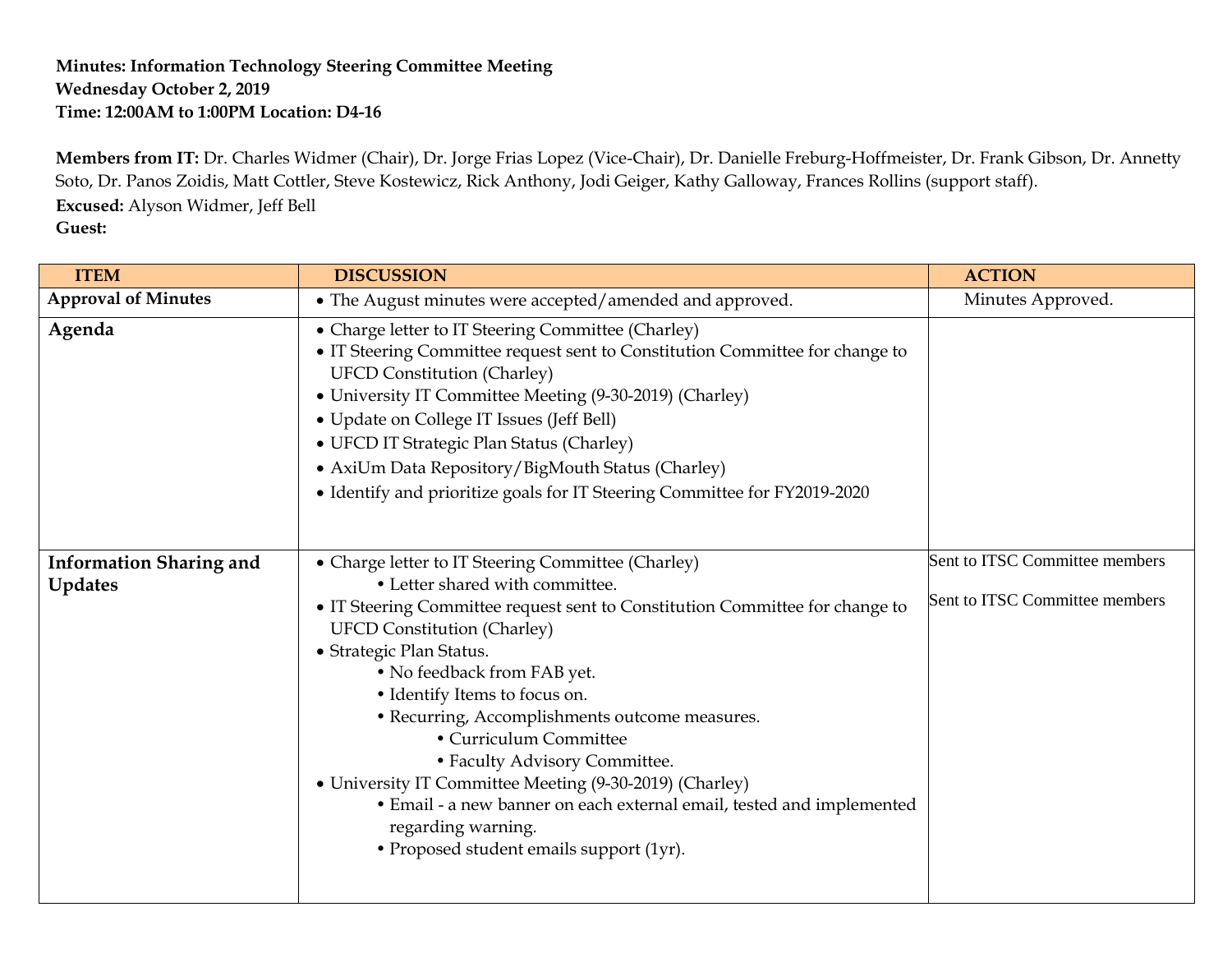**Minutes: Information Technology Steering Committee Meeting**
**Wednesday October 2, 2019**
**Time: 12:00AM to 1:00PM Location: D4-16**

**Members from IT:** Dr. Charles Widmer (Chair), Dr. Jorge Frias Lopez (Vice-Chair), Dr. Danielle Freburg-Hoffmeister, Dr. Frank Gibson, Dr. Annetty Soto, Dr. Panos Zoidis, Matt Cottler, Steve Kostewicz, Rick Anthony, Jodi Geiger, Kathy Galloway, Frances Rollins (support staff).
**Excused:** Alyson Widmer, Jeff Bell
**Guest:**

| ITEM | DISCUSSION | ACTION |
|---|---|---|
| **Approval of Minutes** | • The August minutes were accepted/amended and approved. | Minutes Approved. |
| **Agenda** | • Charge letter to IT Steering Committee (Charley)<br>• IT Steering Committee request sent to Constitution Committee for change to UFCD Constitution (Charley)<br>• University IT Committee Meeting (9-30-2019) (Charley)<br>• Update on College IT Issues (Jeff Bell)<br>• UFCD IT Strategic Plan Status (Charley)<br>• AxiUm Data Repository/BigMouth Status (Charley)<br>• Identify and prioritize goals for IT Steering Committee for FY2019-2020 | |
| **Information Sharing and Updates** | • Charge letter to IT Steering Committee (Charley)<br>&nbsp;&nbsp;&nbsp;&nbsp;• Letter shared with committee.<br>• IT Steering Committee request sent to Constitution Committee for change to UFCD Constitution (Charley)<br>• Strategic Plan Status.<br>&nbsp;&nbsp;&nbsp;&nbsp;• No feedback from FAB yet.<br>&nbsp;&nbsp;&nbsp;&nbsp;• Identify Items to focus on.<br>&nbsp;&nbsp;&nbsp;&nbsp;• Recurring, Accomplishments outcome measures.<br>&nbsp;&nbsp;&nbsp;&nbsp;&nbsp;&nbsp;&nbsp;&nbsp;• Curriculum Committee<br>&nbsp;&nbsp;&nbsp;&nbsp;&nbsp;&nbsp;&nbsp;&nbsp;• Faculty Advisory Committee.<br>• University IT Committee Meeting (9-30-2019) (Charley)<br>&nbsp;&nbsp;&nbsp;&nbsp;• Email - a new banner on each external email, tested and implemented regarding warning.<br>&nbsp;&nbsp;&nbsp;&nbsp;• Proposed student emails support (1yr). | Sent to ITSC Committee members<br><br>Sent to ITSC Committee members |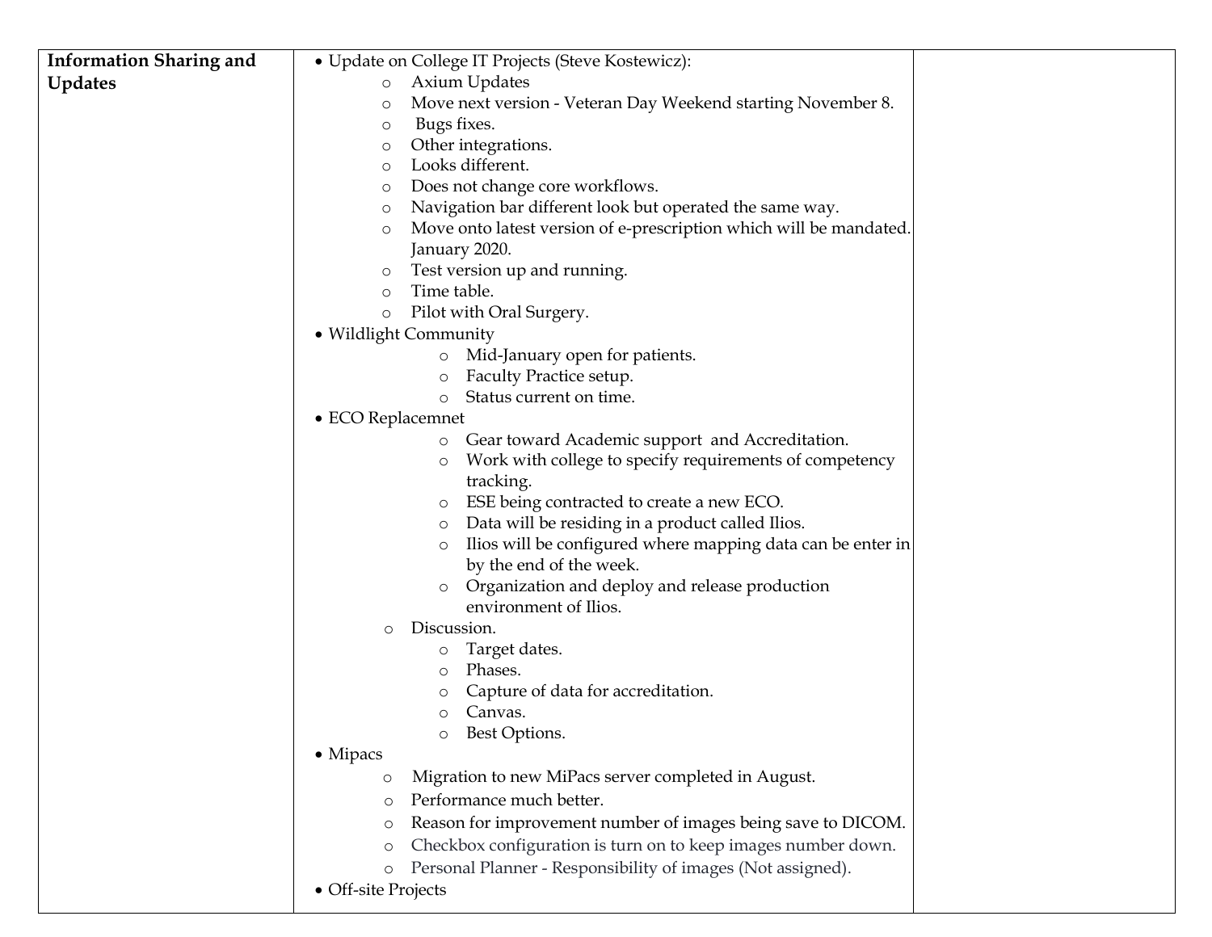| Information Sharing and Updates | • Update on College IT Projects (Steve Kostewicz):<br>  ○ Axium Updates<br>  ○ Move next version - Veteran Day Weekend starting November 8.<br>  ○ Bugs fixes.<br>  ○ Other integrations.<br>  ○ Looks different.<br>  ○ Does not change core workflows.<br>  ○ Navigation bar different look but operated the same way.<br>  ○ Move onto latest version of e-prescription which will be mandated. January 2020.<br>  ○ Test version up and running.<br>  ○ Time table.<br>  ○ Pilot with Oral Surgery.<br>• Wildlight Community<br>    ○ Mid-January open for patients.<br>    ○ Faculty Practice setup.<br>    ○ Status current on time.<br>• ECO Replacemnet<br>    ○ Gear toward Academic support and Accreditation.<br>    ○ Work with college to specify requirements of competency tracking.<br>    ○ ESE being contracted to create a new ECO.<br>    ○ Data will be residing in a product called Ilios.<br>    ○ Ilios will be configured where mapping data can be enter in by the end of the week.<br>    ○ Organization and deploy and release production environment of Ilios.<br>  ○ Discussion.<br>    ○ Target dates.<br>    ○ Phases.<br>    ○ Capture of data for accreditation.<br>    ○ Canvas.<br>    ○ Best Options.<br>• Mipacs<br>  ○ Migration to new MiPacs server completed in August.<br>  ○ Performance much better.<br>  ○ Reason for improvement number of images being save to DICOM.<br>  ○ Checkbox configuration is turn on to keep images number down.<br>  ○ Personal Planner - Responsibility of images (Not assigned).<br>• Off-site Projects | |
|---|---|---|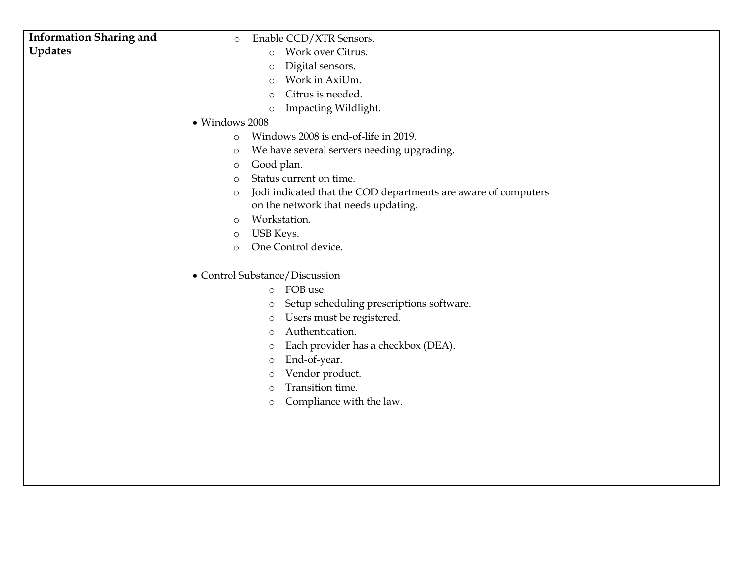| Information Sharing and Updates | <ul><li>Enable CCD/XTR Sensors.<ul><li>Work over Citrus.</li><li>Digital sensors.</li><li>Work in AxiUm.</li><li>Citrus is needed.</li><li>Impacting Wildlight.</li></ul></li></ul>• Windows 2008<ul><li>Windows 2008 is end-of-life in 2019.</li><li>We have several servers needing upgrading.</li><li>Good plan.</li><li>Status current on time.</li><li>Jodi indicated that the COD departments are aware of computers on the network that needs updating.</li><li>Workstation.</li><li>USB Keys.</li><li>One Control device.</li></ul>• Control Substance/Discussion<ul><li>FOB use.</li><li>Setup scheduling prescriptions software.</li><li>Users must be registered.</li><li>Authentication.</li><li>Each provider has a checkbox (DEA).</li><li>End-of-year.</li><li>Vendor product.</li><li>Transition time.</li><li>Compliance with the law.</li></ul> | |
|---|---|---|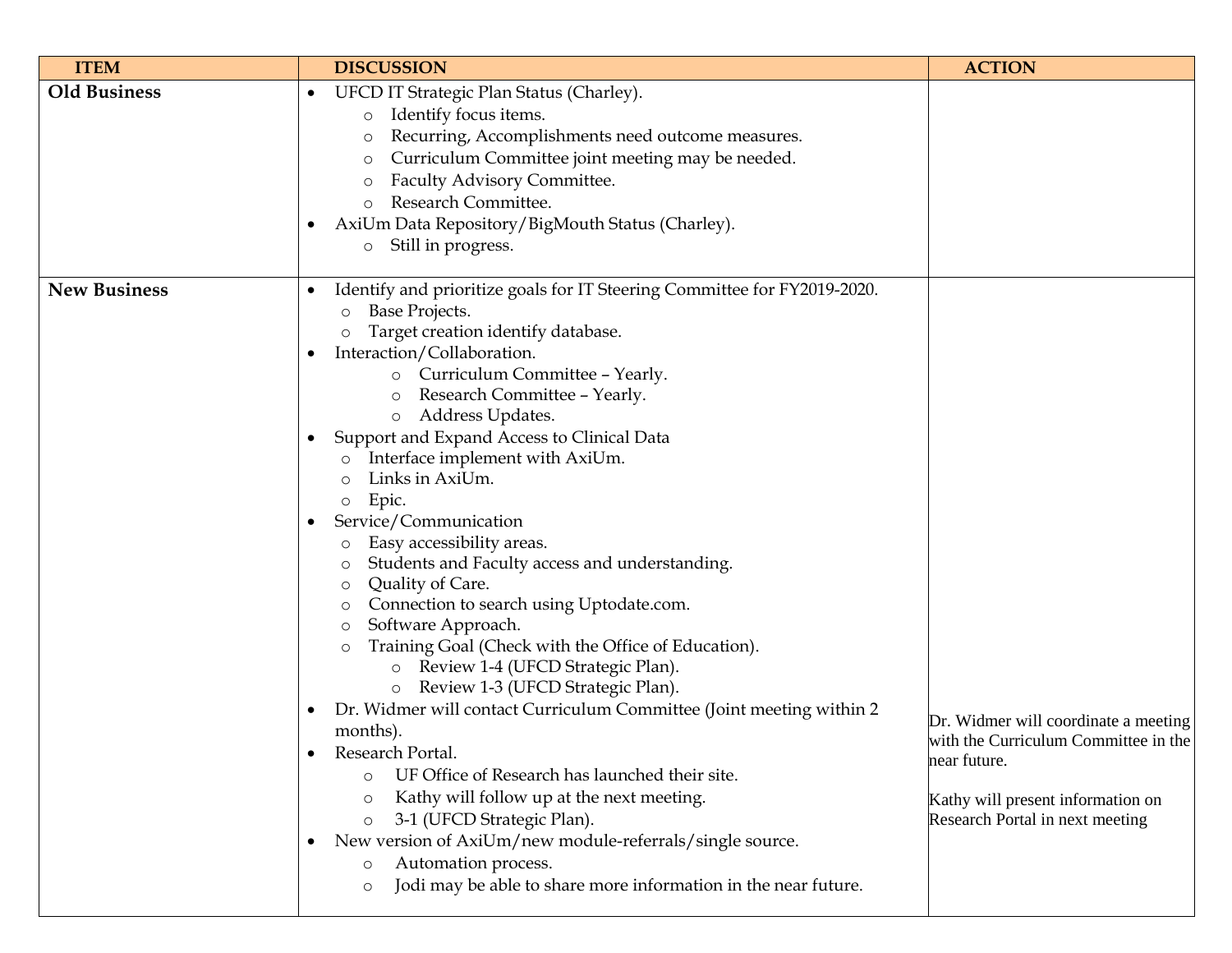| ITEM | DISCUSSION | ACTION |
| --- | --- | --- |
| **Old Business** | • UFCD IT Strategic Plan Status (Charley).<br>　◦ Identify focus items.<br>　◦ Recurring, Accomplishments need outcome measures.<br>　◦ Curriculum Committee joint meeting may be needed.<br>　◦ Faculty Advisory Committee.<br>　◦ Research Committee.<br>• AxiUm Data Repository/BigMouth Status (Charley).<br>　◦ Still in progress. | |
| **New Business** | • Identify and prioritize goals for IT Steering Committee for FY2019-2020.<br>　◦ Base Projects.<br>　◦ Target creation identify database.<br>• Interaction/Collaboration.<br>　◦ Curriculum Committee – Yearly.<br>　◦ Research Committee – Yearly.<br>　◦ Address Updates.<br>• Support and Expand Access to Clinical Data<br>　◦ Interface implement with AxiUm.<br>　◦ Links in AxiUm.<br>　◦ Epic.<br>• Service/Communication<br>　◦ Easy accessibility areas.<br>　◦ Students and Faculty access and understanding.<br>　◦ Quality of Care.<br>　◦ Connection to search using Uptodate.com.<br>　◦ Software Approach.<br>　◦ Training Goal (Check with the Office of Education).<br>　　◦ Review 1-4 (UFCD Strategic Plan).<br>　　◦ Review 1-3 (UFCD Strategic Plan).<br>• Dr. Widmer will contact Curriculum Committee (Joint meeting within 2 months).<br>• Research Portal.<br>　◦ UF Office of Research has launched their site.<br>　◦ Kathy will follow up at the next meeting.<br>　◦ 3-1 (UFCD Strategic Plan).<br>• New version of AxiUm/new module-referrals/single source.<br>　◦ Automation process.<br>　◦ Jodi may be able to share more information in the near future. | Dr. Widmer will coordinate a meeting with the Curriculum Committee in the near future.<br><br>Kathy will present information on Research Portal in next meeting |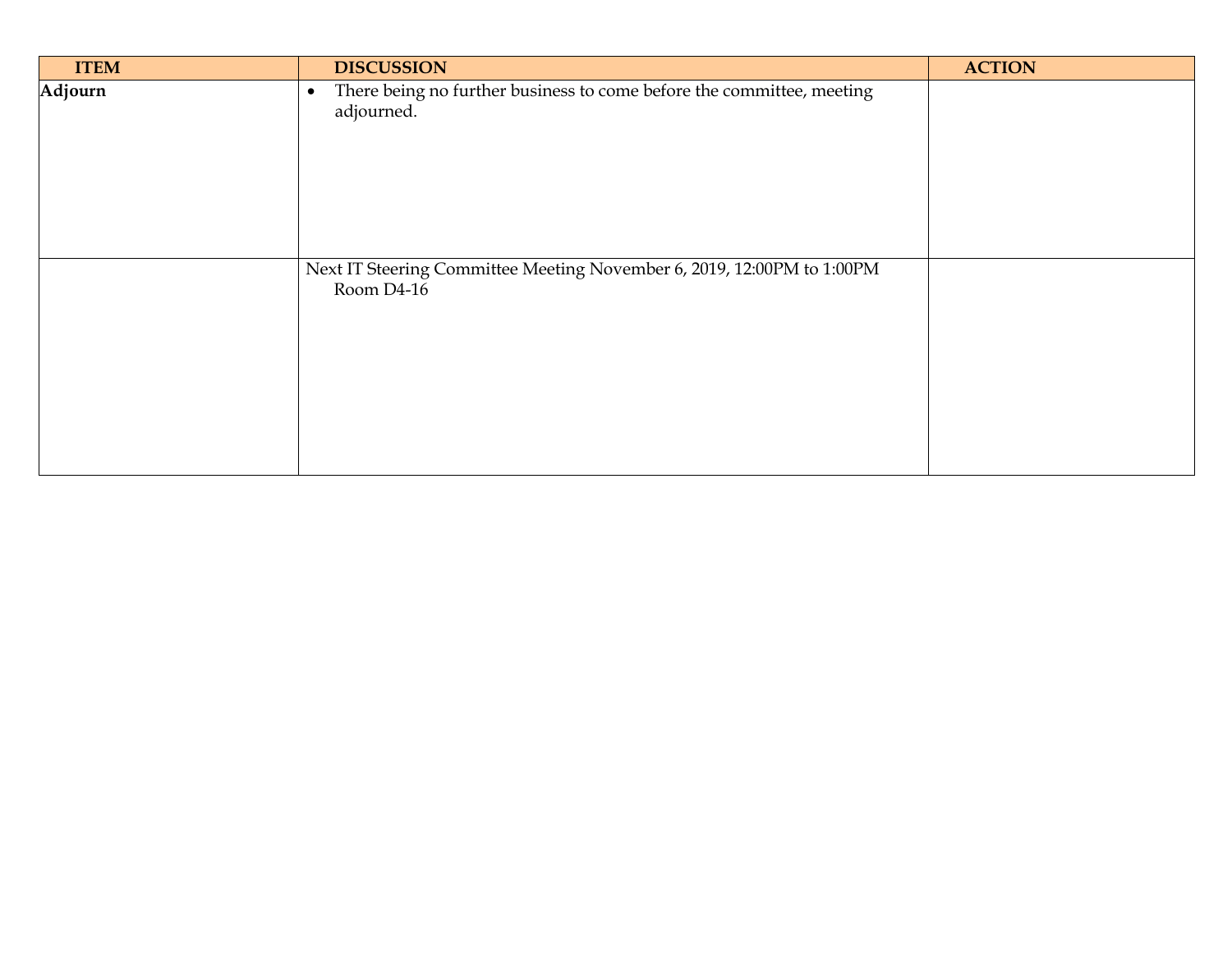| ITEM | DISCUSSION | ACTION |
| --- | --- | --- |
| **Adjourn** | • There being no further business to come before the committee, meeting adjourned. | |
| | Next IT Steering Committee Meeting November 6, 2019, 12:00PM to 1:00PM Room D4-16 | |